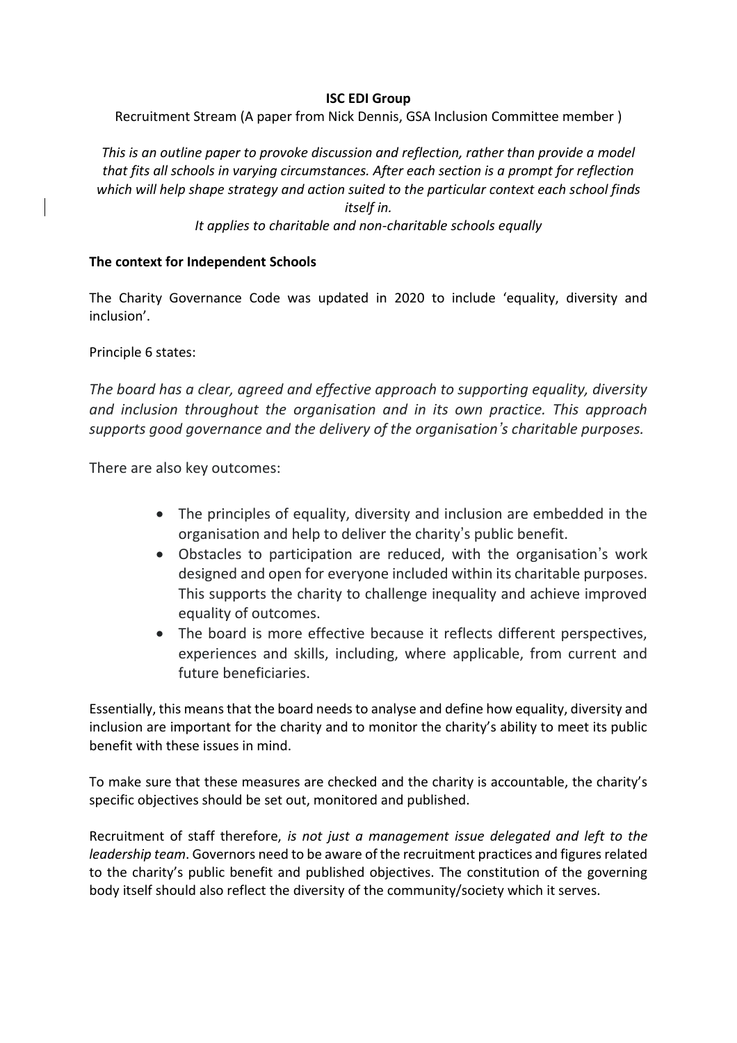**ISC EDI Group**

Recruitment Stream (A paper from Nick Dennis, GSA Inclusion Committee member )

*This is an outline paper to provoke discussion and reflection, rather than provide a model that fits all schools in varying circumstances. After each section is a prompt for reflection which will help shape strategy and action suited to the particular context each school finds itself in.*

*It applies to charitable and non-charitable schools equally*

## The context for Independent Schools

The Charity Governance Code was updated in 2020 to include 'equality, diversity and inclusion'.

Principle 6 states:

*The board has a clear, agreed and effective approach to supporting equality, diversity and inclusion throughout the organisation and in its own practice. This approach supports good governance and the delivery of the organisation's charitable purposes.*

There are also key outcomes:

- The principles of equality, diversity and inclusion are embedded in the organisation and help to deliver the charity's public benefit.
- Obstacles to participation are reduced, with the organisation's work designed and open for everyone included within its charitable purposes. This supports the charity to challenge inequality and achieve improved equality of outcomes.
- The board is more effective because it reflects different perspectives, experiences and skills, including, where applicable, from current and future beneficiaries.

Essentially, this means that the board needs to analyse and define how equality, diversity and inclusion are important for the charity and to monitor the charity's ability to meet its public benefit with these issues in mind.

To make sure that these measures are checked and the charity is accountable, the charity's specific objectives should be set out, monitored and published.

Recruitment of staff therefore, *is not just a management issue delegated and left to the leadership team*. Governors need to be aware of the recruitment practices and figures related to the charity's public benefit and published objectives. The constitution of the governing body itself should also reflect the diversity of the community/society which it serves.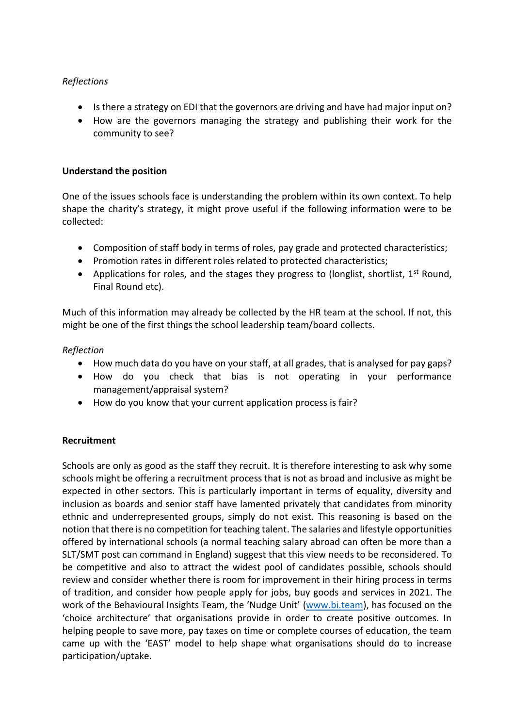*Reflections*

- Is there a strategy on EDI that the governors are driving and have had major input on?
- How are the governors managing the strategy and publishing their work for the community to see?

**Understand the position**

One of the issues schools face is understanding the problem within its own context. To help shape the charity's strategy, it might prove useful if the following information were to be collected:

- Composition of staff body in terms of roles, pay grade and protected characteristics;
- Promotion rates in different roles related to protected characteristics;
- Applications for roles, and the stages they progress to (longlist, shortlist, 1st Round, Final Round etc).

Much of this information may already be collected by the HR team at the school. If not, this might be one of the first things the school leadership team/board collects.

*Reflection*

- How much data do you have on your staff, at all grades, that is analysed for pay gaps?
- How do you check that bias is not operating in your performance management/appraisal system?
- How do you know that your current application process is fair?

**Recruitment**

Schools are only as good as the staff they recruit. It is therefore interesting to ask why some schools might be offering a recruitment process that is not as broad and inclusive as might be expected in other sectors. This is particularly important in terms of equality, diversity and inclusion as boards and senior staff have lamented privately that candidates from minority ethnic and underrepresented groups, simply do not exist. This reasoning is based on the notion that there is no competition for teaching talent. The salaries and lifestyle opportunities offered by international schools (a normal teaching salary abroad can often be more than a SLT/SMT post can command in England) suggest that this view needs to be reconsidered. To be competitive and also to attract the widest pool of candidates possible, schools should review and consider whether there is room for improvement in their hiring process in terms of tradition, and consider how people apply for jobs, buy goods and services in 2021. The work of the Behavioural Insights Team, the 'Nudge Unit' (www.bi.team), has focused on the 'choice architecture' that organisations provide in order to create positive outcomes. In helping people to save more, pay taxes on time or complete courses of education, the team came up with the 'EAST' model to help shape what organisations should do to increase participation/uptake.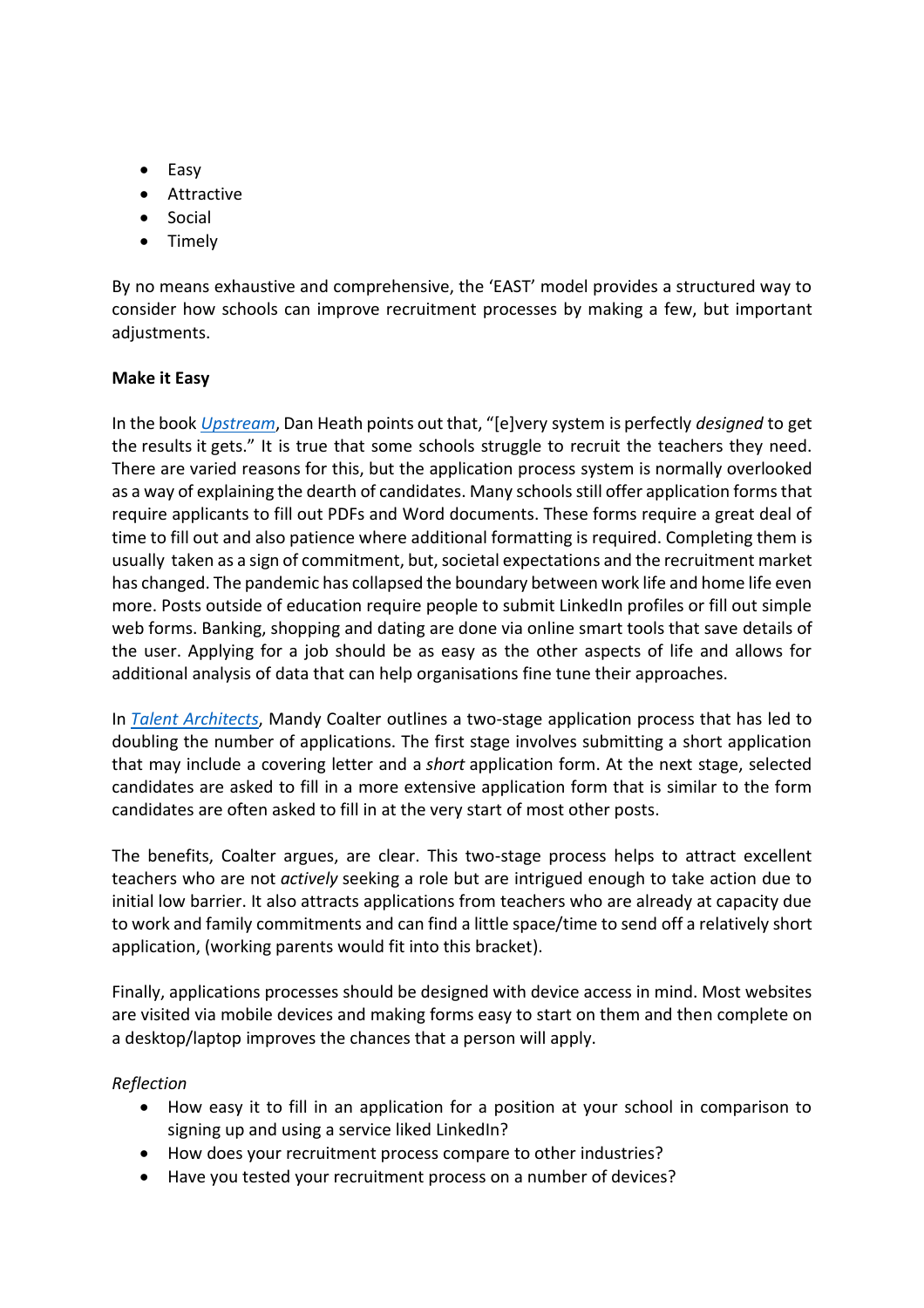- Easy
- Attractive
- Social
- Timely

By no means exhaustive and comprehensive, the 'EAST' model provides a structured way to consider how schools can improve recruitment processes by making a few, but important adjustments.

**Make it Easy**

In the book [*Upstream*](), Dan Heath points out that, "[e]very system is perfectly *designed* to get the results it gets." It is true that some schools struggle to recruit the teachers they need. There are varied reasons for this, but the application process system is normally overlooked as a way of explaining the dearth of candidates. Many schools still offer application forms that require applicants to fill out PDFs and Word documents. These forms require a great deal of time to fill out and also patience where additional formatting is required. Completing them is usually taken as a sign of commitment, but, societal expectations and the recruitment market has changed. The pandemic has collapsed the boundary between work life and home life even more. Posts outside of education require people to submit LinkedIn profiles or fill out simple web forms. Banking, shopping and dating are done via online smart tools that save details of the user. Applying for a job should be as easy as the other aspects of life and allows for additional analysis of data that can help organisations fine tune their approaches.

In [*Talent Architects*](), Mandy Coalter outlines a two-stage application process that has led to doubling the number of applications. The first stage involves submitting a short application that may include a covering letter and a *short* application form. At the next stage, selected candidates are asked to fill in a more extensive application form that is similar to the form candidates are often asked to fill in at the very start of most other posts.

The benefits, Coalter argues, are clear. This two-stage process helps to attract excellent teachers who are not *actively* seeking a role but are intrigued enough to take action due to initial low barrier. It also attracts applications from teachers who are already at capacity due to work and family commitments and can find a little space/time to send off a relatively short application, (working parents would fit into this bracket).

Finally, applications processes should be designed with device access in mind. Most websites are visited via mobile devices and making forms easy to start on them and then complete on a desktop/laptop improves the chances that a person will apply.

*Reflection*

- How easy it to fill in an application for a position at your school in comparison to signing up and using a service liked LinkedIn?
- How does your recruitment process compare to other industries?
- Have you tested your recruitment process on a number of devices?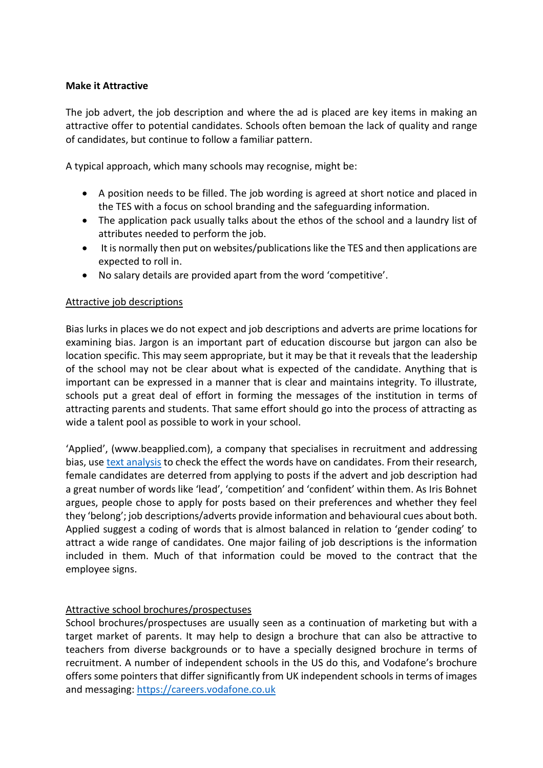**Make it Attractive**

The job advert, the job description and where the ad is placed are key items in making an attractive offer to potential candidates. Schools often bemoan the lack of quality and range of candidates, but continue to follow a familiar pattern.

A typical approach, which many schools may recognise, might be:

- A position needs to be filled. The job wording is agreed at short notice and placed in the TES with a focus on school branding and the safeguarding information.
- The application pack usually talks about the ethos of the school and a laundry list of attributes needed to perform the job.
- It is normally then put on websites/publications like the TES and then applications are expected to roll in.
- No salary details are provided apart from the word 'competitive'.

Attractive job descriptions

Bias lurks in places we do not expect and job descriptions and adverts are prime locations for examining bias. Jargon is an important part of education discourse but jargon can also be location specific. This may seem appropriate, but it may be that it reveals that the leadership of the school may not be clear about what is expected of the candidate. Anything that is important can be expressed in a manner that is clear and maintains integrity. To illustrate, schools put a great deal of effort in forming the messages of the institution in terms of attracting parents and students. That same effort should go into the process of attracting as wide a talent pool as possible to work in your school.

'Applied', (www.beapplied.com), a company that specialises in recruitment and addressing bias, use text analysis to check the effect the words have on candidates. From their research, female candidates are deterred from applying to posts if the advert and job description had a great number of words like 'lead', 'competition' and 'confident' within them. As Iris Bohnet argues, people chose to apply for posts based on their preferences and whether they feel they 'belong'; job descriptions/adverts provide information and behavioural cues about both. Applied suggest a coding of words that is almost balanced in relation to 'gender coding' to attract a wide range of candidates. One major failing of job descriptions is the information included in them. Much of that information could be moved to the contract that the employee signs.

Attractive school brochures/prospectuses

School brochures/prospectuses are usually seen as a continuation of marketing but with a target market of parents. It may help to design a brochure that can also be attractive to teachers from diverse backgrounds or to have a specially designed brochure in terms of recruitment. A number of independent schools in the US do this, and Vodafone's brochure offers some pointers that differ significantly from UK independent schools in terms of images and messaging: https://careers.vodafone.co.uk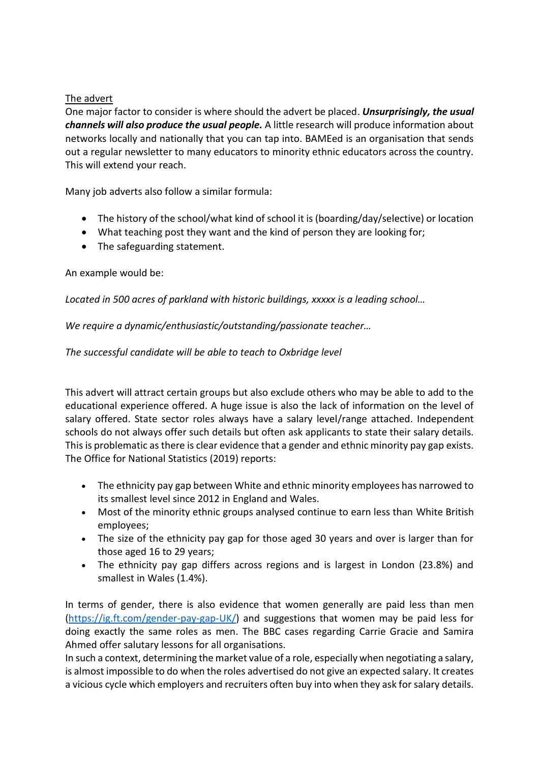The advert

One major factor to consider is where should the advert be placed. ***Unsurprisingly, the usual channels will also produce the usual people.*** A little research will produce information about networks locally and nationally that you can tap into. BAMEed is an organisation that sends out a regular newsletter to many educators to minority ethnic educators across the country. This will extend your reach.

Many job adverts also follow a similar formula:

- The history of the school/what kind of school it is (boarding/day/selective) or location
- What teaching post they want and the kind of person they are looking for;
- The safeguarding statement.

An example would be:

*Located in 500 acres of parkland with historic buildings, xxxxx is a leading school…*

*We require a dynamic/enthusiastic/outstanding/passionate teacher…*

*The successful candidate will be able to teach to Oxbridge level*

This advert will attract certain groups but also exclude others who may be able to add to the educational experience offered. A huge issue is also the lack of information on the level of salary offered. State sector roles always have a salary level/range attached. Independent schools do not always offer such details but often ask applicants to state their salary details. This is problematic as there is clear evidence that a gender and ethnic minority pay gap exists. The Office for National Statistics (2019) reports:

- The ethnicity pay gap between White and ethnic minority employees has narrowed to its smallest level since 2012 in England and Wales.
- Most of the minority ethnic groups analysed continue to earn less than White British employees;
- The size of the ethnicity pay gap for those aged 30 years and over is larger than for those aged 16 to 29 years;
- The ethnicity pay gap differs across regions and is largest in London (23.8%) and smallest in Wales (1.4%).

In terms of gender, there is also evidence that women generally are paid less than men (https://ig.ft.com/gender-pay-gap-UK/) and suggestions that women may be paid less for doing exactly the same roles as men. The BBC cases regarding Carrie Gracie and Samira Ahmed offer salutary lessons for all organisations.
In such a context, determining the market value of a role, especially when negotiating a salary, is almost impossible to do when the roles advertised do not give an expected salary. It creates a vicious cycle which employers and recruiters often buy into when they ask for salary details.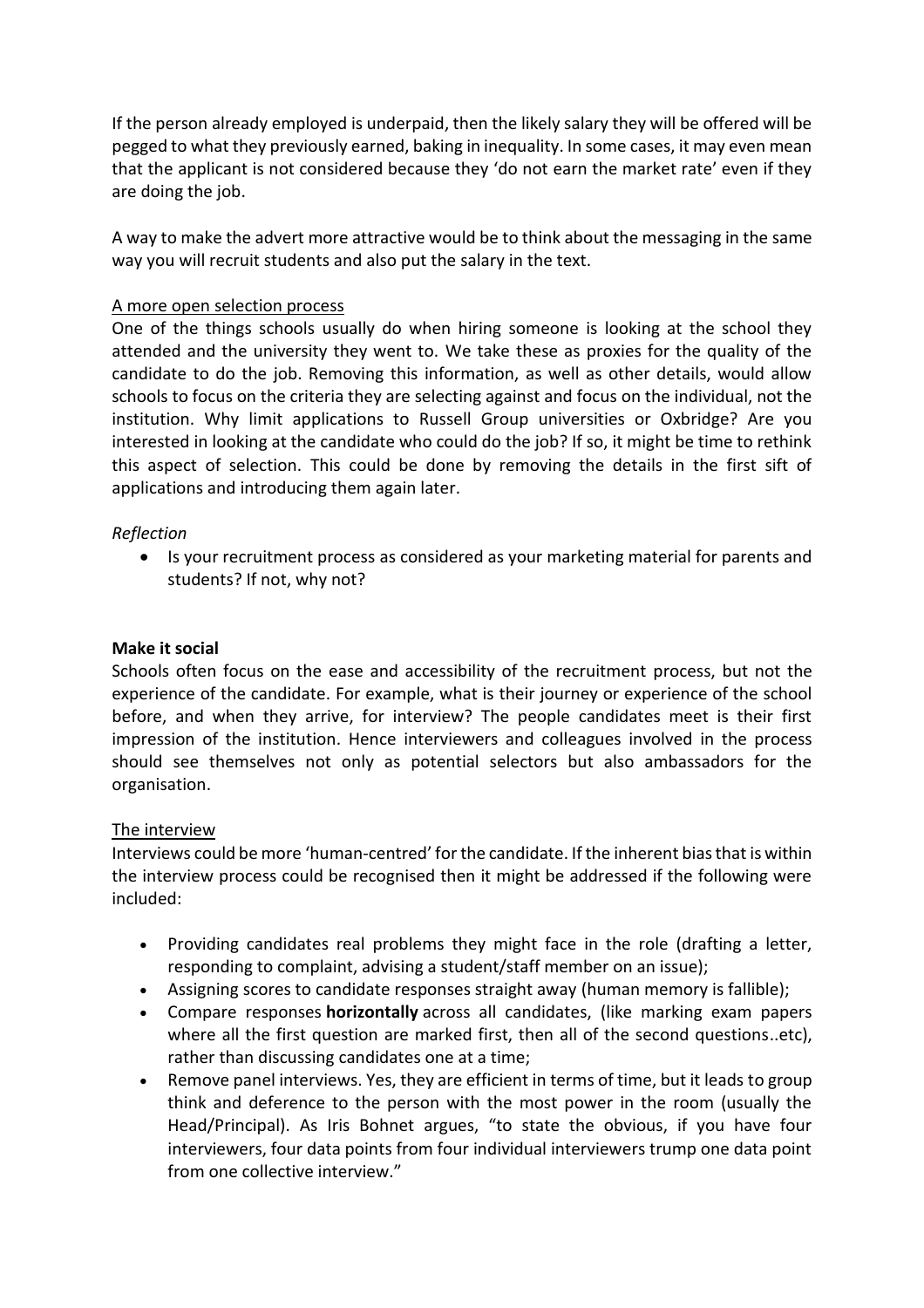If the person already employed is underpaid, then the likely salary they will be offered will be pegged to what they previously earned, baking in inequality. In some cases, it may even mean that the applicant is not considered because they 'do not earn the market rate' even if they are doing the job.

A way to make the advert more attractive would be to think about the messaging in the same way you will recruit students and also put the salary in the text.

<u>A more open selection process</u>

One of the things schools usually do when hiring someone is looking at the school they attended and the university they went to. We take these as proxies for the quality of the candidate to do the job. Removing this information, as well as other details, would allow schools to focus on the criteria they are selecting against and focus on the individual, not the institution. Why limit applications to Russell Group universities or Oxbridge? Are you interested in looking at the candidate who could do the job? If so, it might be time to rethink this aspect of selection. This could be done by removing the details in the first sift of applications and introducing them again later.

*Reflection*

- Is your recruitment process as considered as your marketing material for parents and students? If not, why not?

**Make it social**

Schools often focus on the ease and accessibility of the recruitment process, but not the experience of the candidate. For example, what is their journey or experience of the school before, and when they arrive, for interview? The people candidates meet is their first impression of the institution. Hence interviewers and colleagues involved in the process should see themselves not only as potential selectors but also ambassadors for the organisation.

<u>The interview</u>

Interviews could be more 'human-centred' for the candidate. If the inherent bias that is within the interview process could be recognised then it might be addressed if the following were included:

- Providing candidates real problems they might face in the role (drafting a letter, responding to complaint, advising a student/staff member on an issue);
- Assigning scores to candidate responses straight away (human memory is fallible);
- Compare responses **horizontally** across all candidates, (like marking exam papers where all the first question are marked first, then all of the second questions..etc), rather than discussing candidates one at a time;
- Remove panel interviews. Yes, they are efficient in terms of time, but it leads to group think and deference to the person with the most power in the room (usually the Head/Principal). As Iris Bohnet argues, "to state the obvious, if you have four interviewers, four data points from four individual interviewers trump one data point from one collective interview."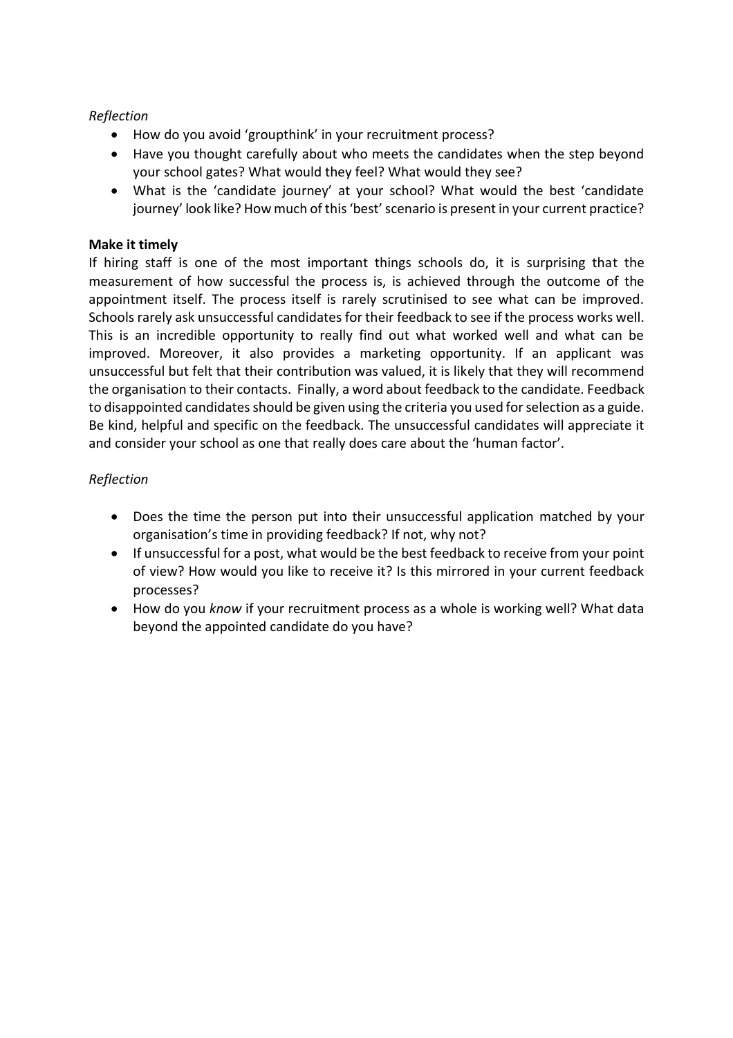*Reflection*

- How do you avoid 'groupthink' in your recruitment process?
- Have you thought carefully about who meets the candidates when the step beyond your school gates? What would they feel? What would they see?
- What is the 'candidate journey' at your school? What would the best 'candidate journey' look like? How much of this 'best' scenario is present in your current practice?

**Make it timely**

If hiring staff is one of the most important things schools do, it is surprising that the measurement of how successful the process is, is achieved through the outcome of the appointment itself. The process itself is rarely scrutinised to see what can be improved. Schools rarely ask unsuccessful candidates for their feedback to see if the process works well. This is an incredible opportunity to really find out what worked well and what can be improved. Moreover, it also provides a marketing opportunity. If an applicant was unsuccessful but felt that their contribution was valued, it is likely that they will recommend the organisation to their contacts. Finally, a word about feedback to the candidate. Feedback to disappointed candidates should be given using the criteria you used for selection as a guide. Be kind, helpful and specific on the feedback. The unsuccessful candidates will appreciate it and consider your school as one that really does care about the 'human factor'.

*Reflection*

- Does the time the person put into their unsuccessful application matched by your organisation's time in providing feedback? If not, why not?
- If unsuccessful for a post, what would be the best feedback to receive from your point of view? How would you like to receive it? Is this mirrored in your current feedback processes?
- How do you *know* if your recruitment process as a whole is working well? What data beyond the appointed candidate do you have?